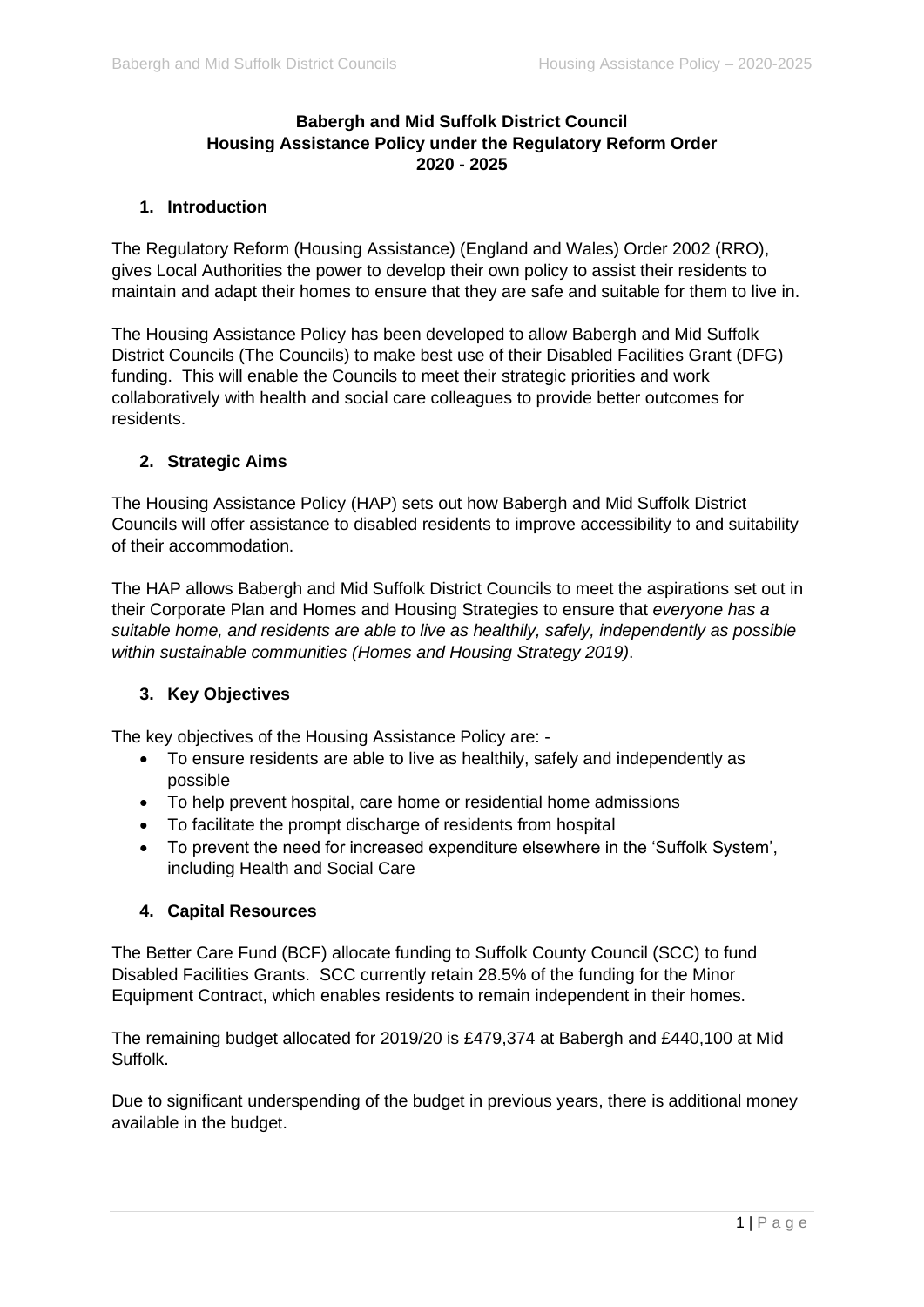**Babergh and Mid Suffolk District Council**
**Housing Assistance Policy under the Regulatory Reform Order**
**2020 - 2025**

## 1. Introduction

The Regulatory Reform (Housing Assistance) (England and Wales) Order 2002 (RRO), gives Local Authorities the power to develop their own policy to assist their residents to maintain and adapt their homes to ensure that they are safe and suitable for them to live in.

The Housing Assistance Policy has been developed to allow Babergh and Mid Suffolk District Councils (The Councils) to make best use of their Disabled Facilities Grant (DFG) funding. This will enable the Councils to meet their strategic priorities and work collaboratively with health and social care colleagues to provide better outcomes for residents.

## 2. Strategic Aims

The Housing Assistance Policy (HAP) sets out how Babergh and Mid Suffolk District Councils will offer assistance to disabled residents to improve accessibility to and suitability of their accommodation.

The HAP allows Babergh and Mid Suffolk District Councils to meet the aspirations set out in their Corporate Plan and Homes and Housing Strategies to ensure that *everyone has a suitable home, and residents are able to live as healthily, safely, independently as possible within sustainable communities (Homes and Housing Strategy 2019)*.

## 3. Key Objectives

The key objectives of the Housing Assistance Policy are: -

- To ensure residents are able to live as healthily, safely and independently as possible
- To help prevent hospital, care home or residential home admissions
- To facilitate the prompt discharge of residents from hospital
- To prevent the need for increased expenditure elsewhere in the 'Suffolk System', including Health and Social Care

## 4. Capital Resources

The Better Care Fund (BCF) allocate funding to Suffolk County Council (SCC) to fund Disabled Facilities Grants. SCC currently retain 28.5% of the funding for the Minor Equipment Contract, which enables residents to remain independent in their homes.

The remaining budget allocated for 2019/20 is £479,374 at Babergh and £440,100 at Mid Suffolk.

Due to significant underspending of the budget in previous years, there is additional money available in the budget.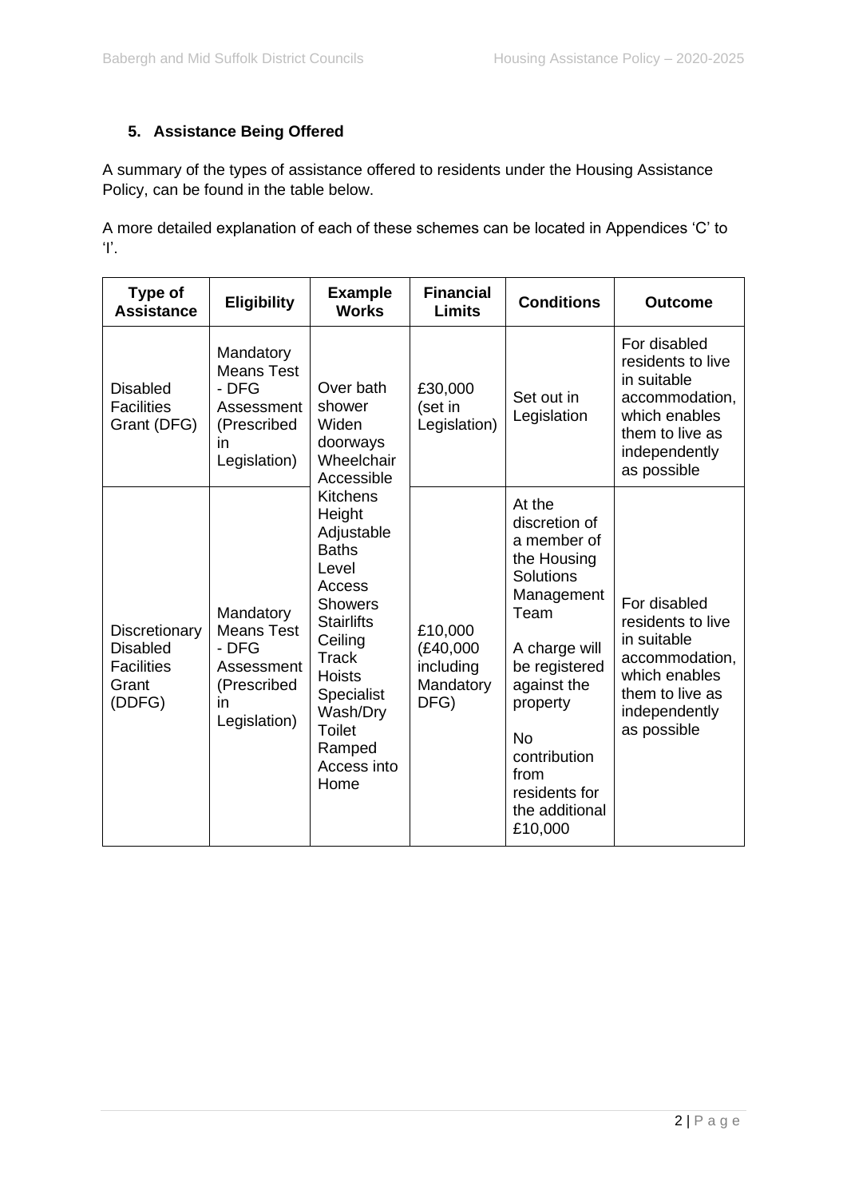## 5. Assistance Being Offered

A summary of the types of assistance offered to residents under the Housing Assistance Policy, can be found in the table below.

A more detailed explanation of each of these schemes can be located in Appendices 'C' to 'I'.

| Type of Assistance | Eligibility | Example Works | Financial Limits | Conditions | Outcome |
|---|---|---|---|---|---|
| Disabled Facilities Grant (DFG) | Mandatory Means Test - DFG Assessment (Prescribed in Legislation) | Over bath shower<br>Widen doorways<br>Wheelchair Accessible Kitchens<br>Height Adjustable Baths<br>Level Access Showers<br>Stairlifts<br>Ceiling Track Hoists<br>Specialist Wash/Dry Toilet<br>Ramped Access into Home | £30,000 (set in Legislation) | Set out in Legislation | For disabled residents to live in suitable accommodation, which enables them to live as independently as possible |
| Discretionary Disabled Facilities Grant (DDFG) | Mandatory Means Test - DFG Assessment (Prescribed in Legislation) | | £10,000 (£40,000 including Mandatory DFG) | At the discretion of a member of the Housing Solutions Management Team<br><br>A charge will be registered against the property<br><br>No contribution from residents for the additional £10,000 | For disabled residents to live in suitable accommodation, which enables them to live as independently as possible |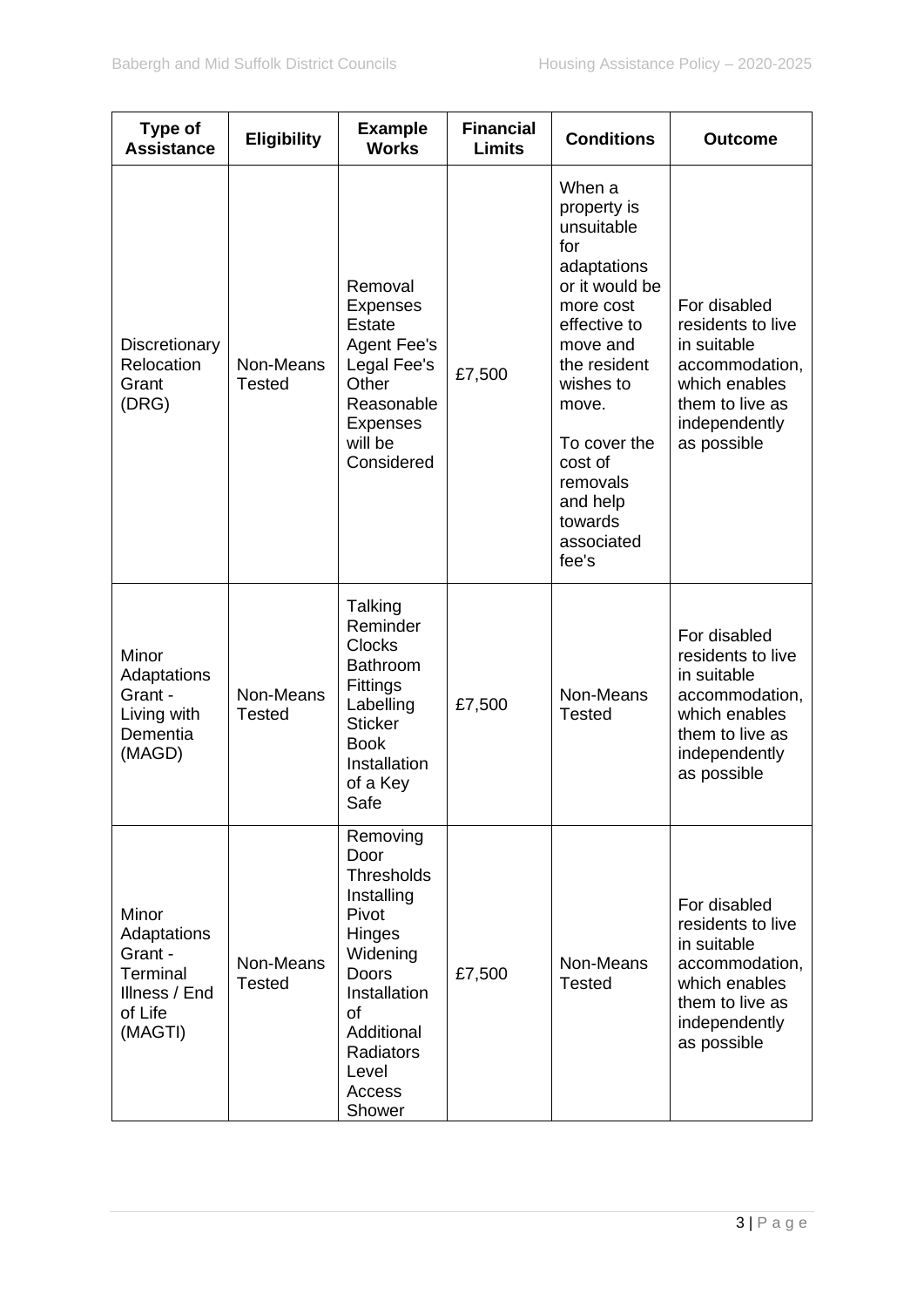| Type of Assistance | Eligibility | Example Works | Financial Limits | Conditions | Outcome |
|---|---|---|---|---|---|
| Discretionary Relocation Grant (DRG) | Non-Means Tested | Removal Expenses Estate Agent Fee's Legal Fee's Other Reasonable Expenses will be Considered | £7,500 | When a property is unsuitable for adaptations or it would be more cost effective to move and the resident wishes to move. To cover the cost of removals and help towards associated fee's | For disabled residents to live in suitable accommodation, which enables them to live as independently as possible |
| Minor Adaptations Grant - Living with Dementia (MAGD) | Non-Means Tested | Talking Reminder Clocks Bathroom Fittings Labelling Sticker Book Installation of a Key Safe | £7,500 | Non-Means Tested | For disabled residents to live in suitable accommodation, which enables them to live as independently as possible |
| Minor Adaptations Grant - Terminal Illness / End of Life (MAGTI) | Non-Means Tested | Removing Door Thresholds Installing Pivot Hinges Widening Doors Installation of Additional Radiators Level Access Shower | £7,500 | Non-Means Tested | For disabled residents to live in suitable accommodation, which enables them to live as independently as possible |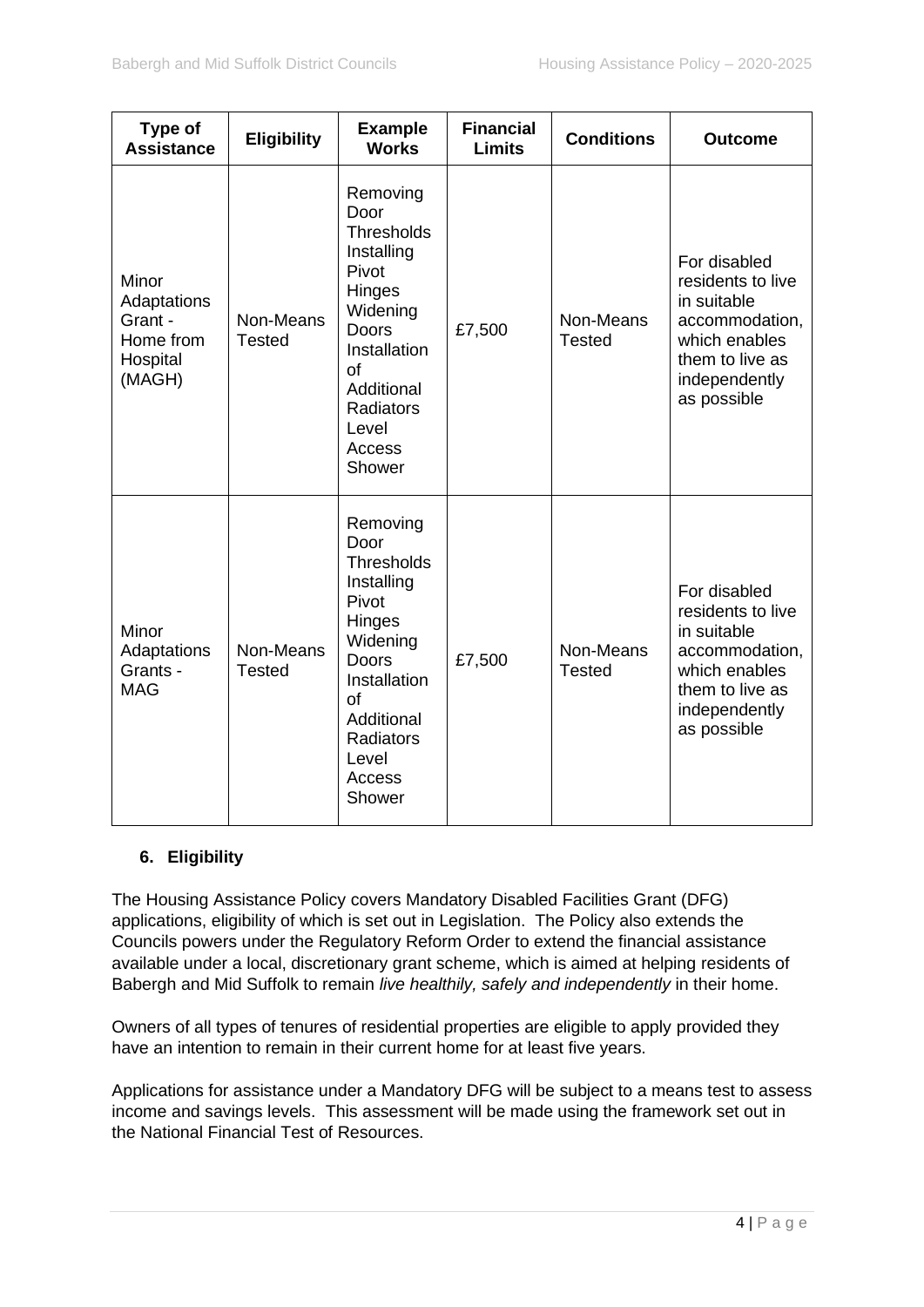| Type of Assistance | Eligibility | Example Works | Financial Limits | Conditions | Outcome |
|---|---|---|---|---|---|
| Minor Adaptations Grant - Home from Hospital (MAGH) | Non-Means Tested | Removing Door Thresholds Installing Pivot Hinges Widening Doors Installation of Additional Radiators Level Access Shower | £7,500 | Non-Means Tested | For disabled residents to live in suitable accommodation, which enables them to live as independently as possible |
| Minor Adaptations Grants - MAG | Non-Means Tested | Removing Door Thresholds Installing Pivot Hinges Widening Doors Installation of Additional Radiators Level Access Shower | £7,500 | Non-Means Tested | For disabled residents to live in suitable accommodation, which enables them to live as independently as possible |

## 6. Eligibility

The Housing Assistance Policy covers Mandatory Disabled Facilities Grant (DFG) applications, eligibility of which is set out in Legislation. The Policy also extends the Councils powers under the Regulatory Reform Order to extend the financial assistance available under a local, discretionary grant scheme, which is aimed at helping residents of Babergh and Mid Suffolk to remain *live healthily, safely and independently* in their home.

Owners of all types of tenures of residential properties are eligible to apply provided they have an intention to remain in their current home for at least five years.

Applications for assistance under a Mandatory DFG will be subject to a means test to assess income and savings levels. This assessment will be made using the framework set out in the National Financial Test of Resources.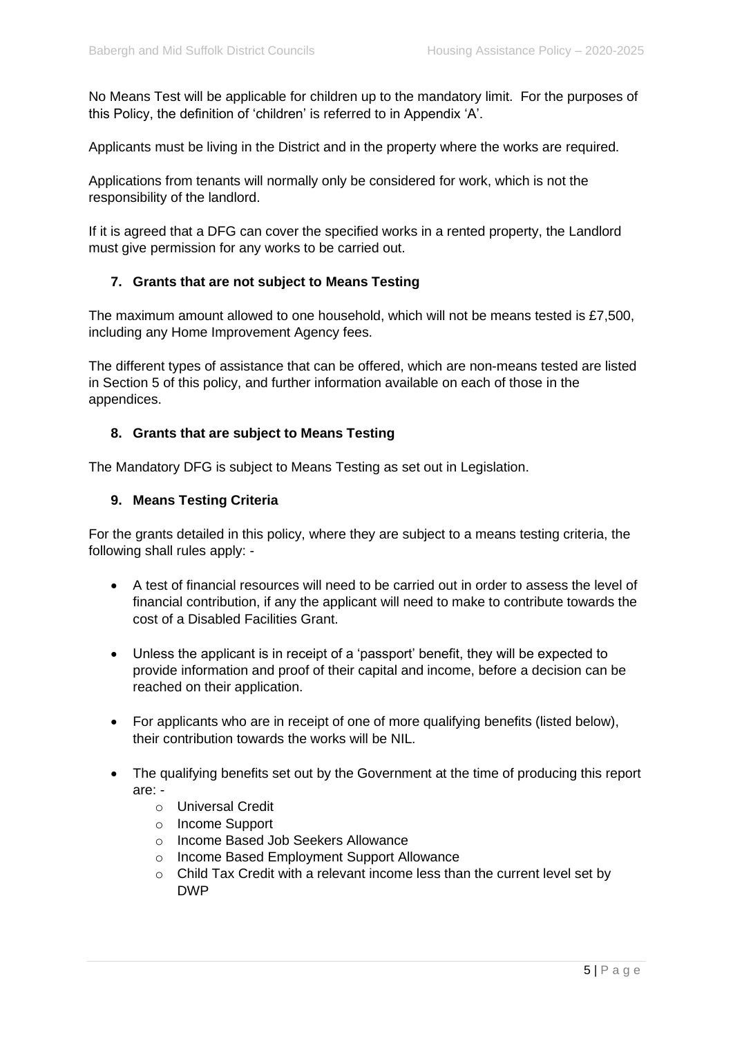No Means Test will be applicable for children up to the mandatory limit. For the purposes of this Policy, the definition of 'children' is referred to in Appendix 'A'.

Applicants must be living in the District and in the property where the works are required.

Applications from tenants will normally only be considered for work, which is not the responsibility of the landlord.

If it is agreed that a DFG can cover the specified works in a rented property, the Landlord must give permission for any works to be carried out.

## 7. Grants that are not subject to Means Testing

The maximum amount allowed to one household, which will not be means tested is £7,500, including any Home Improvement Agency fees.

The different types of assistance that can be offered, which are non-means tested are listed in Section 5 of this policy, and further information available on each of those in the appendices.

## 8. Grants that are subject to Means Testing

The Mandatory DFG is subject to Means Testing as set out in Legislation.

## 9. Means Testing Criteria

For the grants detailed in this policy, where they are subject to a means testing criteria, the following shall rules apply: -

- A test of financial resources will need to be carried out in order to assess the level of financial contribution, if any the applicant will need to make to contribute towards the cost of a Disabled Facilities Grant.
- Unless the applicant is in receipt of a 'passport' benefit, they will be expected to provide information and proof of their capital and income, before a decision can be reached on their application.
- For applicants who are in receipt of one of more qualifying benefits (listed below), their contribution towards the works will be NIL.
- The qualifying benefits set out by the Government at the time of producing this report are: -
  - Universal Credit
  - Income Support
  - Income Based Job Seekers Allowance
  - Income Based Employment Support Allowance
  - Child Tax Credit with a relevant income less than the current level set by DWP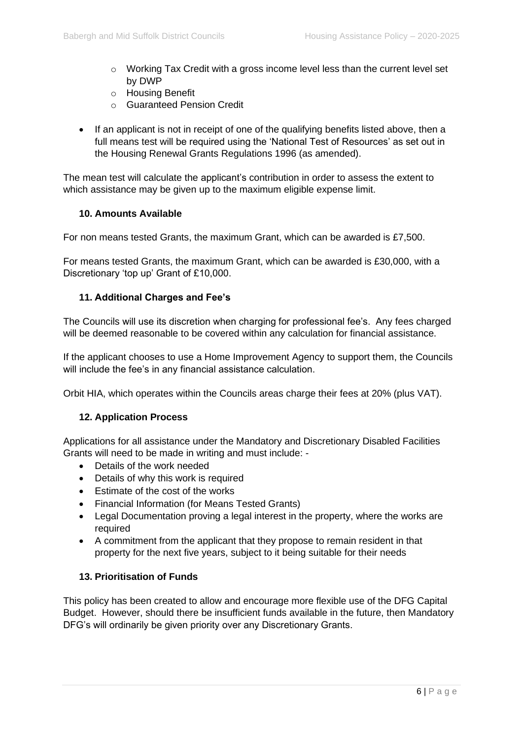- Working Tax Credit with a gross income level less than the current level set by DWP
    - Housing Benefit
    - Guaranteed Pension Credit

- If an applicant is not in receipt of one of the qualifying benefits listed above, then a full means test will be required using the 'National Test of Resources' as set out in the Housing Renewal Grants Regulations 1996 (as amended).

The mean test will calculate the applicant's contribution in order to assess the extent to which assistance may be given up to the maximum eligible expense limit.

### 10. Amounts Available

For non means tested Grants, the maximum Grant, which can be awarded is £7,500.

For means tested Grants, the maximum Grant, which can be awarded is £30,000, with a Discretionary 'top up' Grant of £10,000.

### 11. Additional Charges and Fee's

The Councils will use its discretion when charging for professional fee's. Any fees charged will be deemed reasonable to be covered within any calculation for financial assistance.

If the applicant chooses to use a Home Improvement Agency to support them, the Councils will include the fee's in any financial assistance calculation.

Orbit HIA, which operates within the Councils areas charge their fees at 20% (plus VAT).

### 12. Application Process

Applications for all assistance under the Mandatory and Discretionary Disabled Facilities Grants will need to be made in writing and must include: -

- Details of the work needed
- Details of why this work is required
- Estimate of the cost of the works
- Financial Information (for Means Tested Grants)
- Legal Documentation proving a legal interest in the property, where the works are required
- A commitment from the applicant that they propose to remain resident in that property for the next five years, subject to it being suitable for their needs

### 13. Prioritisation of Funds

This policy has been created to allow and encourage more flexible use of the DFG Capital Budget. However, should there be insufficient funds available in the future, then Mandatory DFG's will ordinarily be given priority over any Discretionary Grants.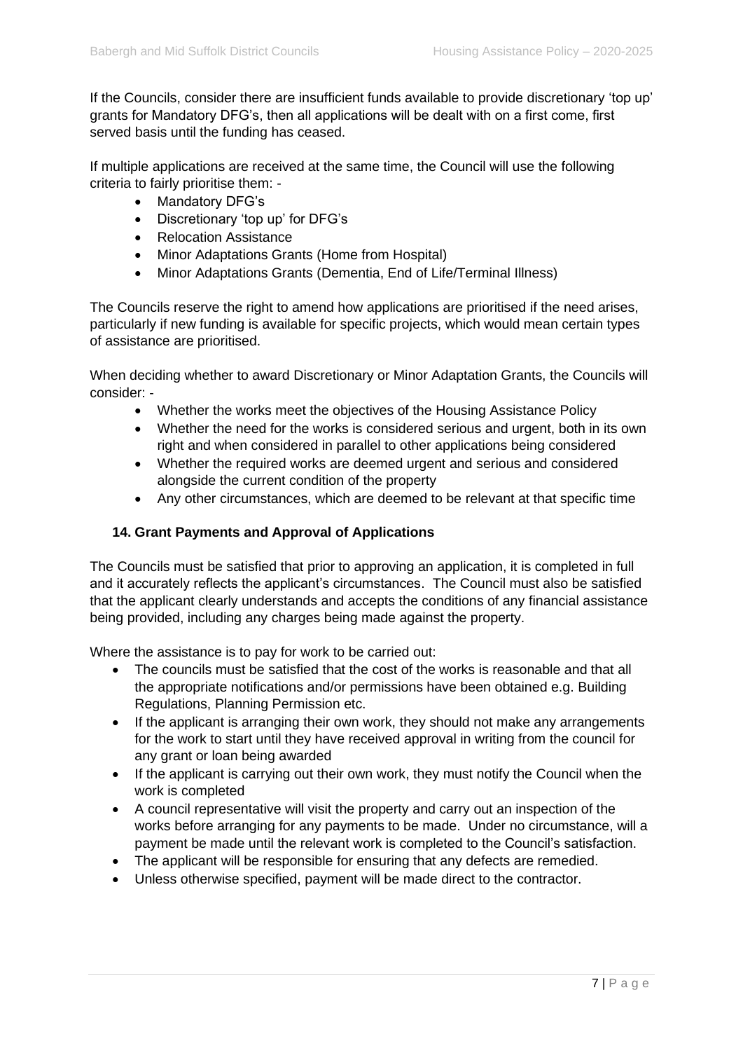If the Councils, consider there are insufficient funds available to provide discretionary 'top up' grants for Mandatory DFG's, then all applications will be dealt with on a first come, first served basis until the funding has ceased.

If multiple applications are received at the same time, the Council will use the following criteria to fairly prioritise them: -

- Mandatory DFG's
- Discretionary 'top up' for DFG's
- Relocation Assistance
- Minor Adaptations Grants (Home from Hospital)
- Minor Adaptations Grants (Dementia, End of Life/Terminal Illness)

The Councils reserve the right to amend how applications are prioritised if the need arises, particularly if new funding is available for specific projects, which would mean certain types of assistance are prioritised.

When deciding whether to award Discretionary or Minor Adaptation Grants, the Councils will consider: -

- Whether the works meet the objectives of the Housing Assistance Policy
- Whether the need for the works is considered serious and urgent, both in its own right and when considered in parallel to other applications being considered
- Whether the required works are deemed urgent and serious and considered alongside the current condition of the property
- Any other circumstances, which are deemed to be relevant at that specific time

### 14. Grant Payments and Approval of Applications

The Councils must be satisfied that prior to approving an application, it is completed in full and it accurately reflects the applicant's circumstances. The Council must also be satisfied that the applicant clearly understands and accepts the conditions of any financial assistance being provided, including any charges being made against the property.

Where the assistance is to pay for work to be carried out:

- The councils must be satisfied that the cost of the works is reasonable and that all the appropriate notifications and/or permissions have been obtained e.g. Building Regulations, Planning Permission etc.
- If the applicant is arranging their own work, they should not make any arrangements for the work to start until they have received approval in writing from the council for any grant or loan being awarded
- If the applicant is carrying out their own work, they must notify the Council when the work is completed
- A council representative will visit the property and carry out an inspection of the works before arranging for any payments to be made. Under no circumstance, will a payment be made until the relevant work is completed to the Council's satisfaction.
- The applicant will be responsible for ensuring that any defects are remedied.
- Unless otherwise specified, payment will be made direct to the contractor.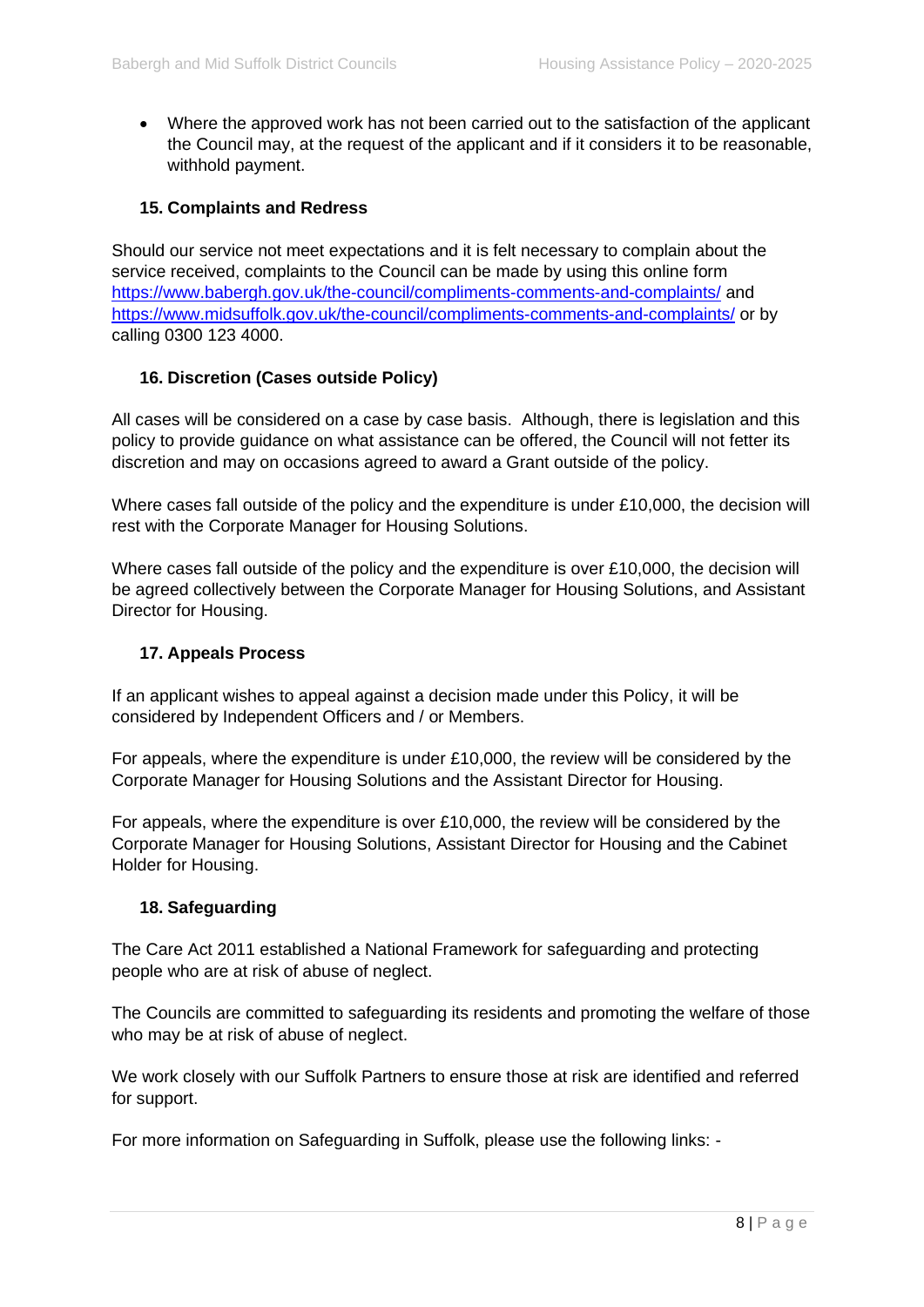- Where the approved work has not been carried out to the satisfaction of the applicant the Council may, at the request of the applicant and if it considers it to be reasonable, withhold payment.

## 15. Complaints and Redress

Should our service not meet expectations and it is felt necessary to complain about the service received, complaints to the Council can be made by using this online form https://www.babergh.gov.uk/the-council/compliments-comments-and-complaints/ and https://www.midsuffolk.gov.uk/the-council/compliments-comments-and-complaints/ or by calling 0300 123 4000.

## 16. Discretion (Cases outside Policy)

All cases will be considered on a case by case basis. Although, there is legislation and this policy to provide guidance on what assistance can be offered, the Council will not fetter its discretion and may on occasions agreed to award a Grant outside of the policy.

Where cases fall outside of the policy and the expenditure is under £10,000, the decision will rest with the Corporate Manager for Housing Solutions.

Where cases fall outside of the policy and the expenditure is over £10,000, the decision will be agreed collectively between the Corporate Manager for Housing Solutions, and Assistant Director for Housing.

## 17. Appeals Process

If an applicant wishes to appeal against a decision made under this Policy, it will be considered by Independent Officers and / or Members.

For appeals, where the expenditure is under £10,000, the review will be considered by the Corporate Manager for Housing Solutions and the Assistant Director for Housing.

For appeals, where the expenditure is over £10,000, the review will be considered by the Corporate Manager for Housing Solutions, Assistant Director for Housing and the Cabinet Holder for Housing.

## 18. Safeguarding

The Care Act 2011 established a National Framework for safeguarding and protecting people who are at risk of abuse of neglect.

The Councils are committed to safeguarding its residents and promoting the welfare of those who may be at risk of abuse of neglect.

We work closely with our Suffolk Partners to ensure those at risk are identified and referred for support.

For more information on Safeguarding in Suffolk, please use the following links: -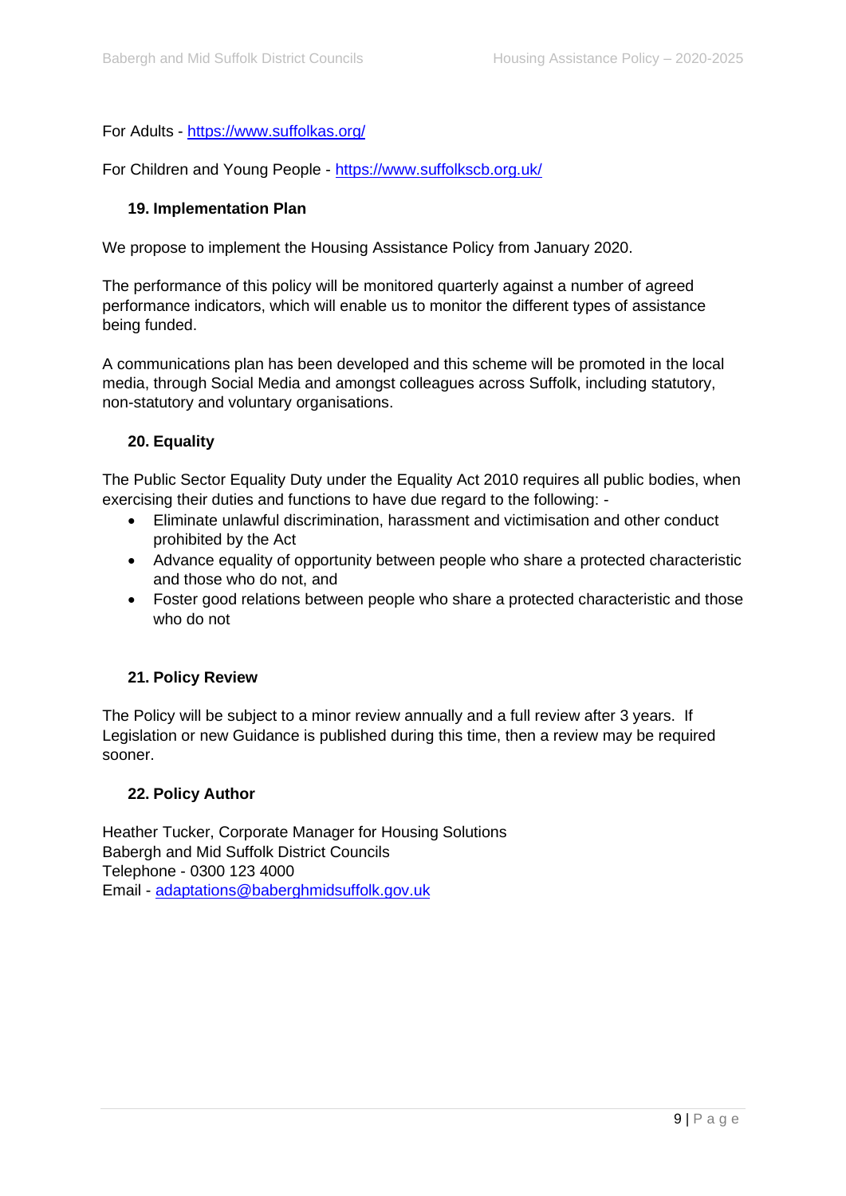For Adults - [https://www.suffolkas.org/](https://www.suffolkas.org/)

For Children and Young People - [https://www.suffolkscb.org.uk/](https://www.suffolkscb.org.uk/)

## 19. Implementation Plan

We propose to implement the Housing Assistance Policy from January 2020.

The performance of this policy will be monitored quarterly against a number of agreed performance indicators, which will enable us to monitor the different types of assistance being funded.

A communications plan has been developed and this scheme will be promoted in the local media, through Social Media and amongst colleagues across Suffolk, including statutory, non-statutory and voluntary organisations.

## 20. Equality

The Public Sector Equality Duty under the Equality Act 2010 requires all public bodies, when exercising their duties and functions to have due regard to the following: -

- Eliminate unlawful discrimination, harassment and victimisation and other conduct prohibited by the Act
- Advance equality of opportunity between people who share a protected characteristic and those who do not, and
- Foster good relations between people who share a protected characteristic and those who do not

## 21. Policy Review

The Policy will be subject to a minor review annually and a full review after 3 years. If Legislation or new Guidance is published during this time, then a review may be required sooner.

## 22. Policy Author

Heather Tucker, Corporate Manager for Housing Solutions
Babergh and Mid Suffolk District Councils
Telephone - 0300 123 4000
Email - [adaptations@baberghmidsuffolk.gov.uk](mailto:adaptations@baberghmidsuffolk.gov.uk)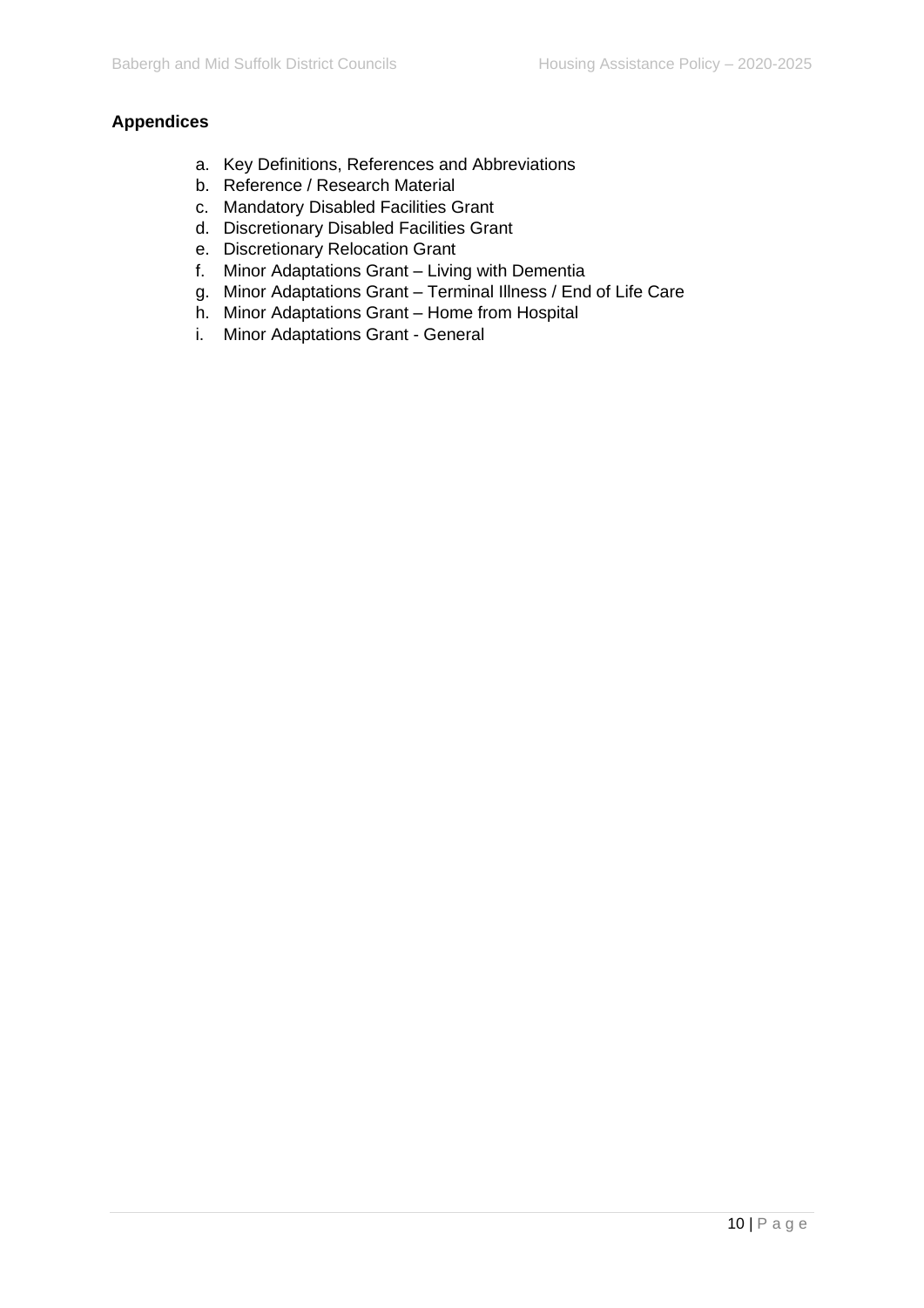**Appendices**

a. Key Definitions, References and Abbreviations
b. Reference / Research Material
c. Mandatory Disabled Facilities Grant
d. Discretionary Disabled Facilities Grant
e. Discretionary Relocation Grant
f. Minor Adaptations Grant – Living with Dementia
g. Minor Adaptations Grant – Terminal Illness / End of Life Care
h. Minor Adaptations Grant – Home from Hospital
i. Minor Adaptations Grant - General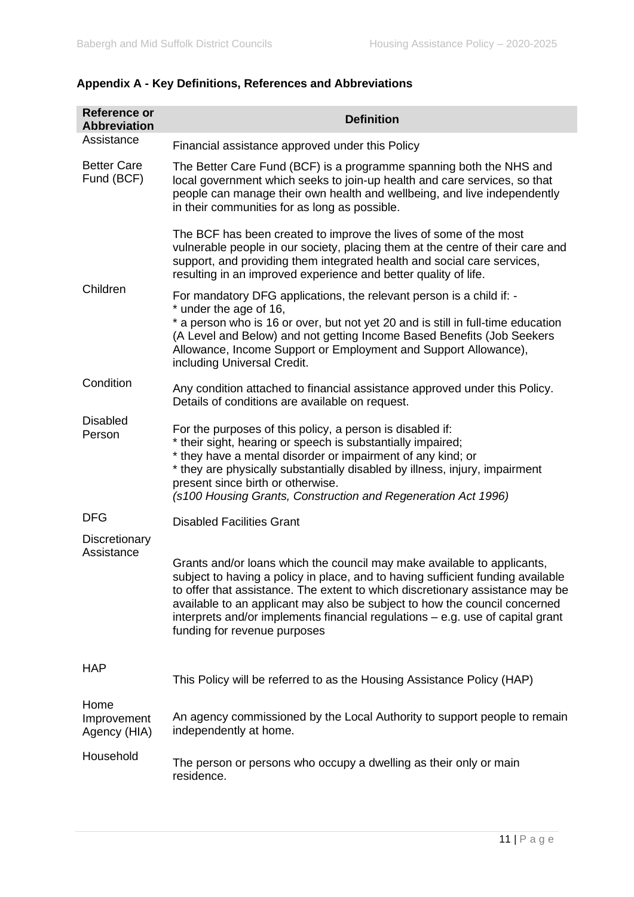### Appendix A - Key Definitions, References and Abbreviations

| Reference or Abbreviation | Definition |
|---|---|
| Assistance | Financial assistance approved under this Policy |
| Better Care Fund (BCF) | The Better Care Fund (BCF) is a programme spanning both the NHS and local government which seeks to join-up health and care services, so that people can manage their own health and wellbeing, and live independently in their communities for as long as possible.<br><br>The BCF has been created to improve the lives of some of the most vulnerable people in our society, placing them at the centre of their care and support, and providing them integrated health and social care services, resulting in an improved experience and better quality of life. |
| Children | For mandatory DFG applications, the relevant person is a child if: -<br>* under the age of 16,<br>* a person who is 16 or over, but not yet 20 and is still in full-time education (A Level and Below) and not getting Income Based Benefits (Job Seekers Allowance, Income Support or Employment and Support Allowance), including Universal Credit. |
| Condition | Any condition attached to financial assistance approved under this Policy. Details of conditions are available on request. |
| Disabled Person | For the purposes of this policy, a person is disabled if:<br>* their sight, hearing or speech is substantially impaired;<br>* they have a mental disorder or impairment of any kind; or<br>* they are physically substantially disabled by illness, injury, impairment present since birth or otherwise.<br>*(s100 Housing Grants, Construction and Regeneration Act 1996)* |
| DFG | Disabled Facilities Grant |
| Discretionary Assistance | Grants and/or loans which the council may make available to applicants, subject to having a policy in place, and to having sufficient funding available to offer that assistance. The extent to which discretionary assistance may be available to an applicant may also be subject to how the council concerned interprets and/or implements financial regulations – e.g. use of capital grant funding for revenue purposes |
| HAP | This Policy will be referred to as the Housing Assistance Policy (HAP) |
| Home Improvement Agency (HIA) | An agency commissioned by the Local Authority to support people to remain independently at home. |
| Household | The person or persons who occupy a dwelling as their only or main residence. |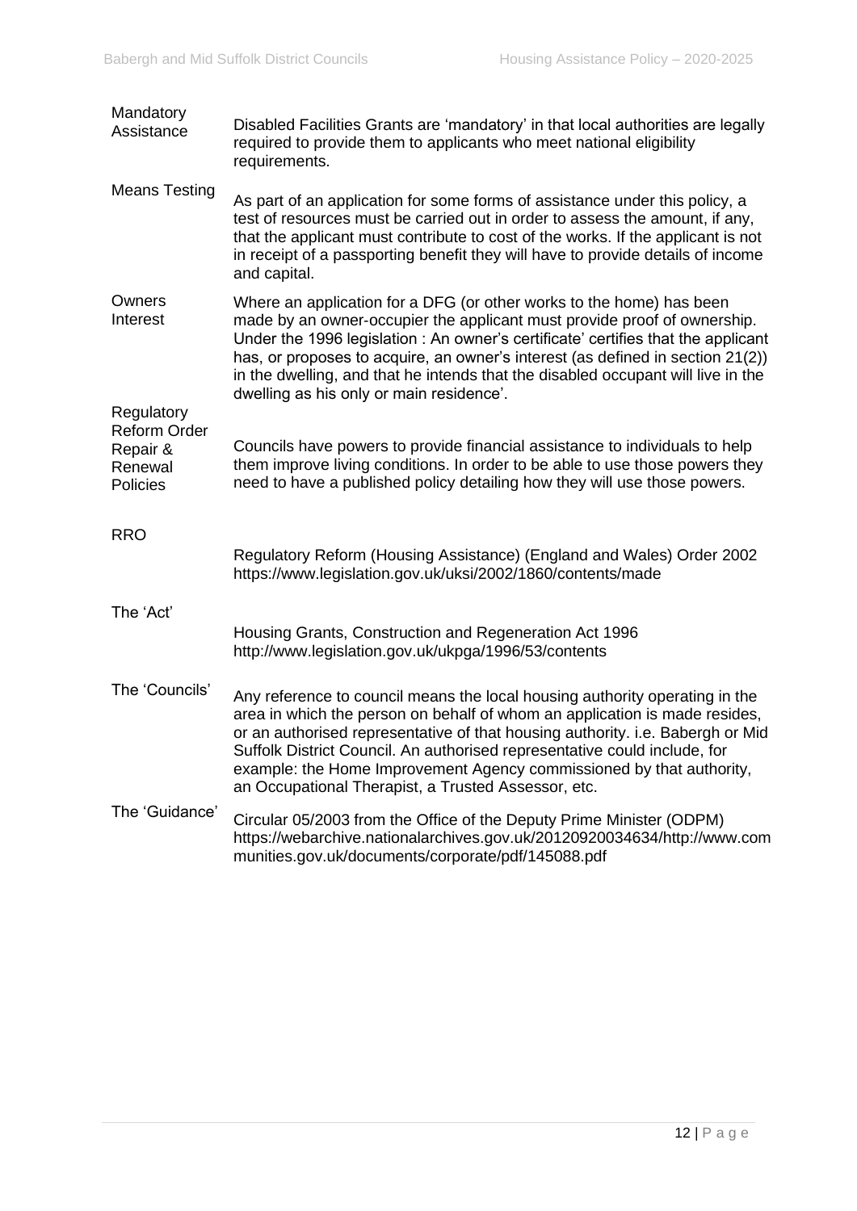| | |
|---|---|
| Mandatory Assistance | Disabled Facilities Grants are 'mandatory' in that local authorities are legally required to provide them to applicants who meet national eligibility requirements. |
| Means Testing | As part of an application for some forms of assistance under this policy, a test of resources must be carried out in order to assess the amount, if any, that the applicant must contribute to cost of the works. If the applicant is not in receipt of a passporting benefit they will have to provide details of income and capital. |
| Owners Interest | Where an application for a DFG (or other works to the home) has been made by an owner-occupier the applicant must provide proof of ownership. Under the 1996 legislation : An owner's certificate' certifies that the applicant has, or proposes to acquire, an owner's interest (as defined in section 21(2)) in the dwelling, and that he intends that the disabled occupant will live in the dwelling as his only or main residence'. |
| Regulatory Reform Order Repair & Renewal Policies | Councils have powers to provide financial assistance to individuals to help them improve living conditions. In order to be able to use those powers they need to have a published policy detailing how they will use those powers. |
| RRO | Regulatory Reform (Housing Assistance) (England and Wales) Order 2002 https://www.legislation.gov.uk/uksi/2002/1860/contents/made |
| The 'Act' | Housing Grants, Construction and Regeneration Act 1996 http://www.legislation.gov.uk/ukpga/1996/53/contents |
| The 'Councils' | Any reference to council means the local housing authority operating in the area in which the person on behalf of whom an application is made resides, or an authorised representative of that housing authority. i.e. Babergh or Mid Suffolk District Council. An authorised representative could include, for example: the Home Improvement Agency commissioned by that authority, an Occupational Therapist, a Trusted Assessor, etc. |
| The 'Guidance' | Circular 05/2003 from the Office of the Deputy Prime Minister (ODPM) https://webarchive.nationalarchives.gov.uk/20120920034634/http://www.communities.gov.uk/documents/corporate/pdf/145088.pdf |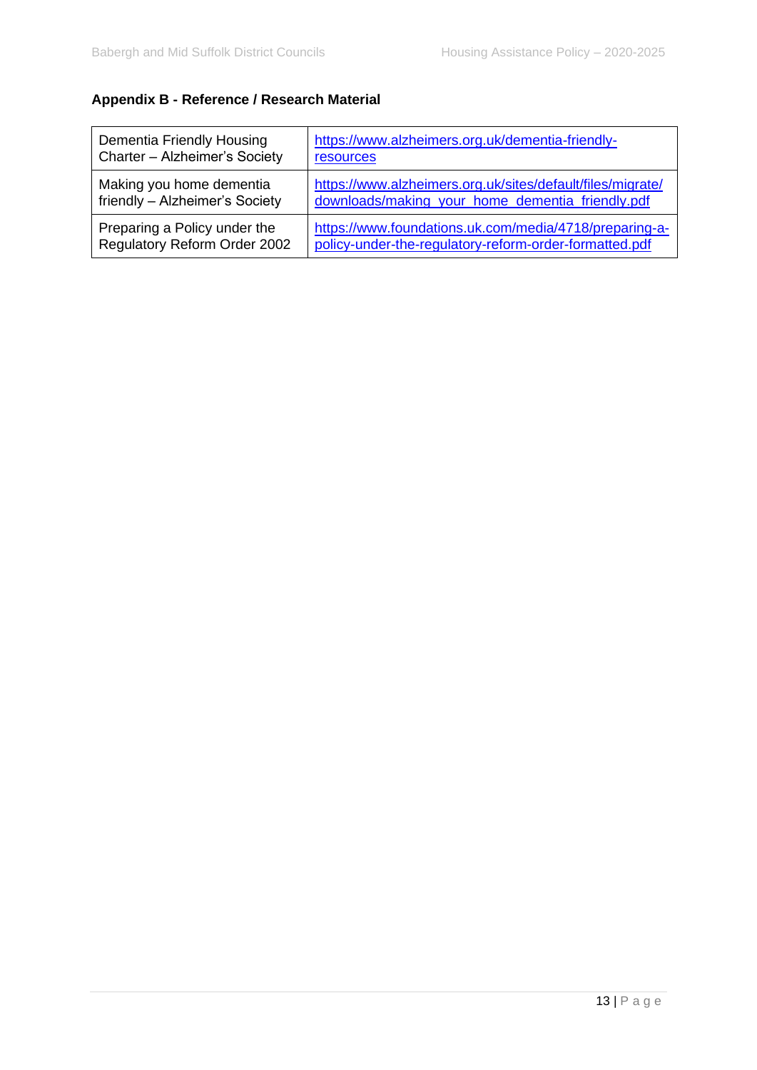## Appendix B - Reference / Research Material

| | |
|---|---|
| Dementia Friendly Housing Charter – Alzheimer's Society | https://www.alzheimers.org.uk/dementia-friendly-resources |
| Making you home dementia friendly – Alzheimer's Society | https://www.alzheimers.org.uk/sites/default/files/migrate/downloads/making_your_home_dementia_friendly.pdf |
| Preparing a Policy under the Regulatory Reform Order 2002 | https://www.foundations.uk.com/media/4718/preparing-a-policy-under-the-regulatory-reform-order-formatted.pdf |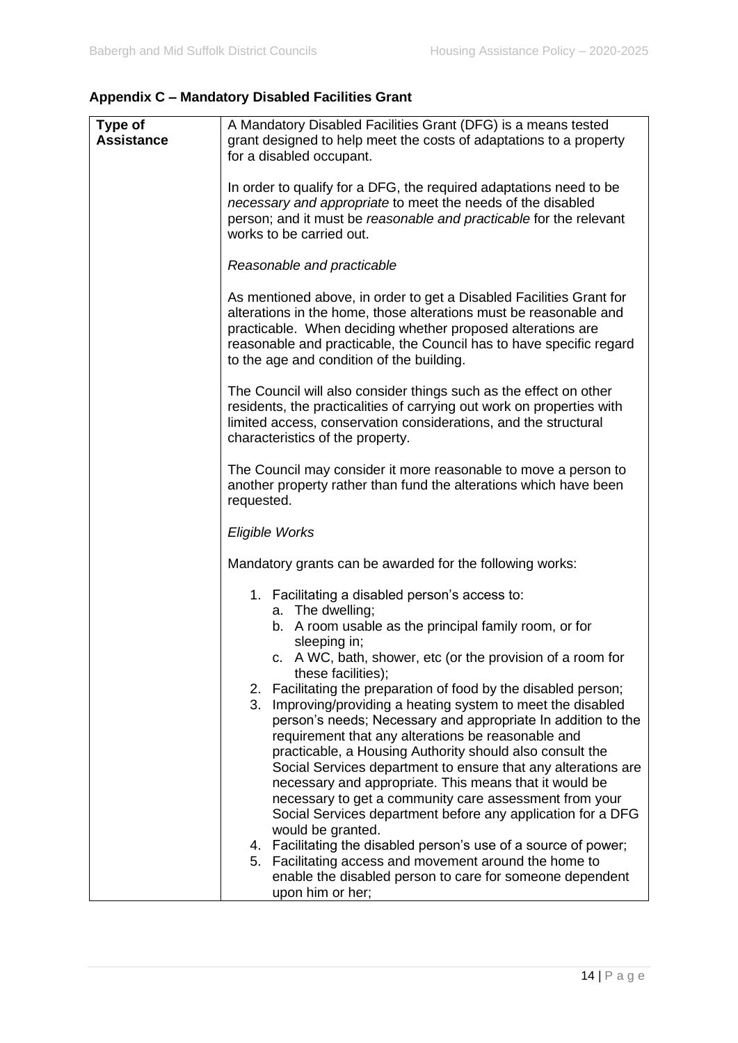## Appendix C – Mandatory Disabled Facilities Grant

| **Type of Assistance** | A Mandatory Disabled Facilities Grant (DFG) is a means tested grant designed to help meet the costs of adaptations to a property for a disabled occupant.<br><br>In order to qualify for a DFG, the required adaptations need to be *necessary and appropriate* to meet the needs of the disabled person; and it must be *reasonable and practicable* for the relevant works to be carried out.<br><br>*Reasonable and practicable*<br><br>As mentioned above, in order to get a Disabled Facilities Grant for alterations in the home, those alterations must be reasonable and practicable. When deciding whether proposed alterations are reasonable and practicable, the Council has to have specific regard to the age and condition of the building.<br><br>The Council will also consider things such as the effect on other residents, the practicalities of carrying out work on properties with limited access, conservation considerations, and the structural characteristics of the property.<br><br>The Council may consider it more reasonable to move a person to another property rather than fund the alterations which have been requested.<br><br>*Eligible Works*<br><br>Mandatory grants can be awarded for the following works:<br><br>1. Facilitating a disabled person's access to:<br>&nbsp;&nbsp;&nbsp;a. The dwelling;<br>&nbsp;&nbsp;&nbsp;b. A room usable as the principal family room, or for sleeping in;<br>&nbsp;&nbsp;&nbsp;c. A WC, bath, shower, etc (or the provision of a room for these facilities);<br>2. Facilitating the preparation of food by the disabled person;<br>3. Improving/providing a heating system to meet the disabled person's needs; Necessary and appropriate In addition to the requirement that any alterations be reasonable and practicable, a Housing Authority should also consult the Social Services department to ensure that any alterations are necessary and appropriate. This means that it would be necessary to get a community care assessment from your Social Services department before any application for a DFG would be granted.<br>4. Facilitating the disabled person's use of a source of power;<br>5. Facilitating access and movement around the home to enable the disabled person to care for someone dependent upon him or her; |
|---|---|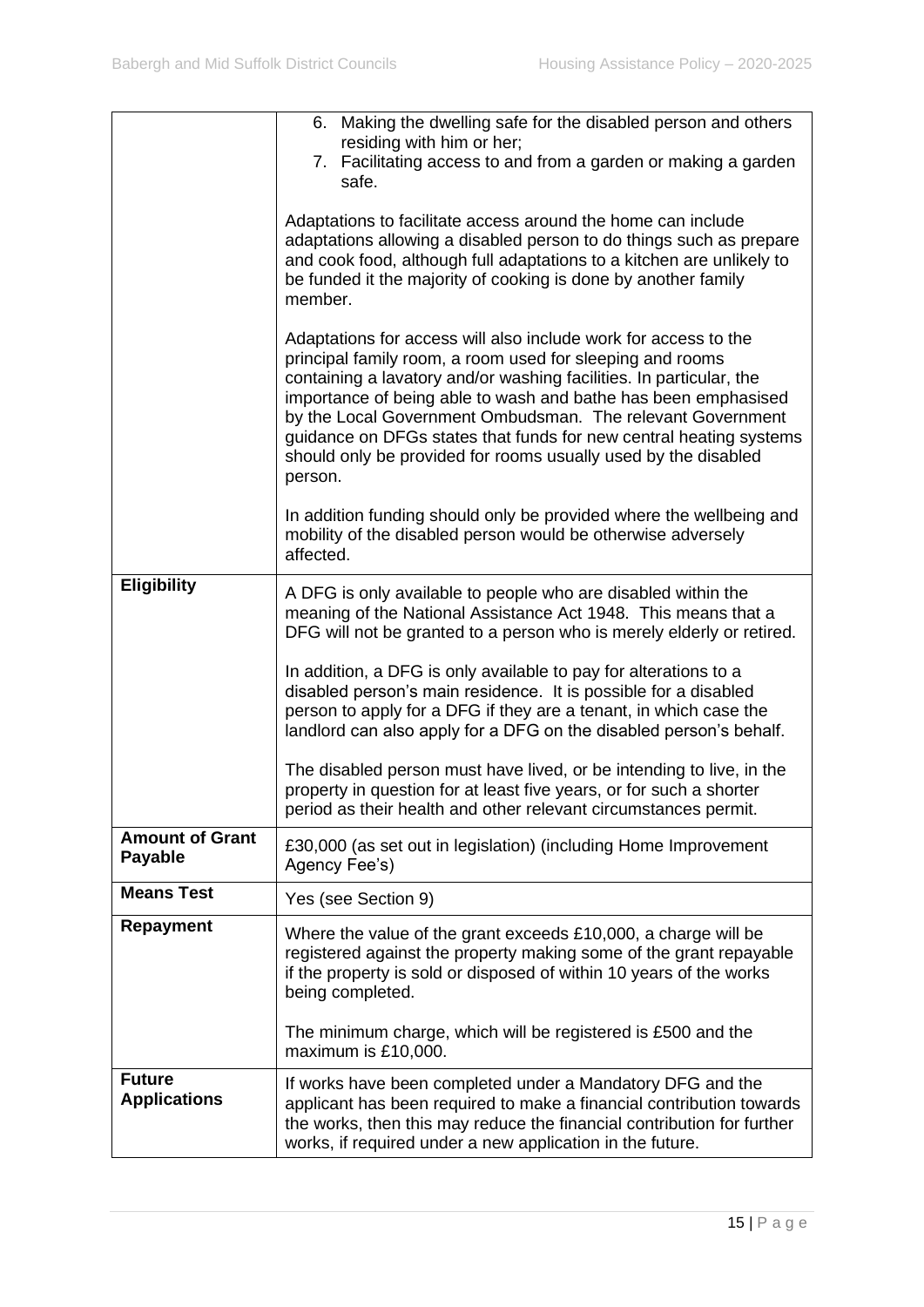| | |
|---|---|
| | 6. Making the dwelling safe for the disabled person and others residing with him or her;<br>7. Facilitating access to and from a garden or making a garden safe.<br><br>Adaptations to facilitate access around the home can include adaptations allowing a disabled person to do things such as prepare and cook food, although full adaptations to a kitchen are unlikely to be funded it the majority of cooking is done by another family member.<br><br>Adaptations for access will also include work for access to the principal family room, a room used for sleeping and rooms containing a lavatory and/or washing facilities. In particular, the importance of being able to wash and bathe has been emphasised by the Local Government Ombudsman. The relevant Government guidance on DFGs states that funds for new central heating systems should only be provided for rooms usually used by the disabled person.<br><br>In addition funding should only be provided where the wellbeing and mobility of the disabled person would be otherwise adversely affected. |
| **Eligibility** | A DFG is only available to people who are disabled within the meaning of the National Assistance Act 1948. This means that a DFG will not be granted to a person who is merely elderly or retired.<br><br>In addition, a DFG is only available to pay for alterations to a disabled person's main residence. It is possible for a disabled person to apply for a DFG if they are a tenant, in which case the landlord can also apply for a DFG on the disabled person's behalf.<br><br>The disabled person must have lived, or be intending to live, in the property in question for at least five years, or for such a shorter period as their health and other relevant circumstances permit. |
| **Amount of Grant Payable** | £30,000 (as set out in legislation) (including Home Improvement Agency Fee's) |
| **Means Test** | Yes (see Section 9) |
| **Repayment** | Where the value of the grant exceeds £10,000, a charge will be registered against the property making some of the grant repayable if the property is sold or disposed of within 10 years of the works being completed.<br><br>The minimum charge, which will be registered is £500 and the maximum is £10,000. |
| **Future Applications** | If works have been completed under a Mandatory DFG and the applicant has been required to make a financial contribution towards the works, then this may reduce the financial contribution for further works, if required under a new application in the future. |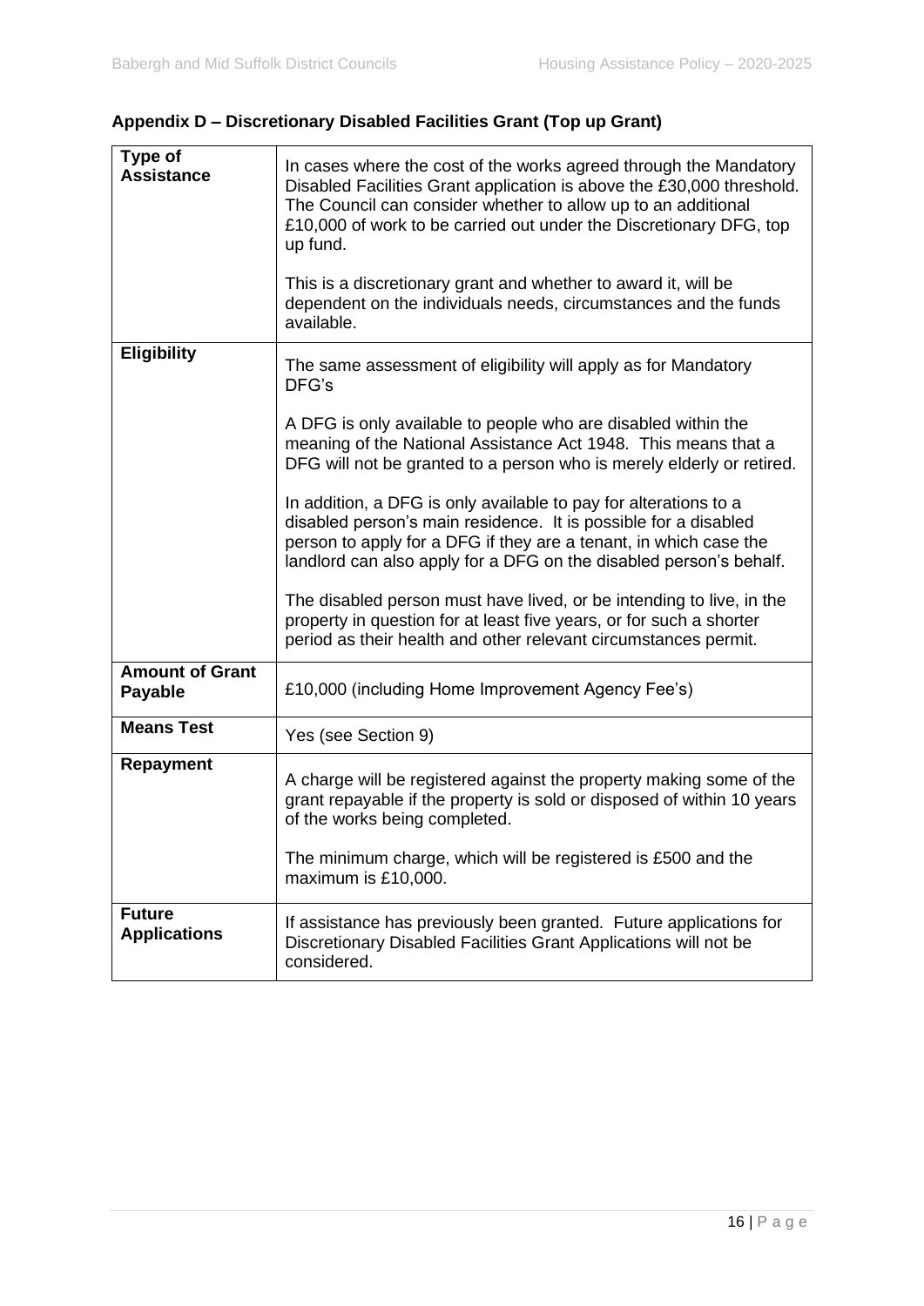## Appendix D – Discretionary Disabled Facilities Grant (Top up Grant)

| | |
|---|---|
| **Type of Assistance** | In cases where the cost of the works agreed through the Mandatory Disabled Facilities Grant application is above the £30,000 threshold. The Council can consider whether to allow up to an additional £10,000 of work to be carried out under the Discretionary DFG, top up fund.<br><br>This is a discretionary grant and whether to award it, will be dependent on the individuals needs, circumstances and the funds available. |
| **Eligibility** | The same assessment of eligibility will apply as for Mandatory DFG's<br><br>A DFG is only available to people who are disabled within the meaning of the National Assistance Act 1948. This means that a DFG will not be granted to a person who is merely elderly or retired.<br><br>In addition, a DFG is only available to pay for alterations to a disabled person's main residence. It is possible for a disabled person to apply for a DFG if they are a tenant, in which case the landlord can also apply for a DFG on the disabled person's behalf.<br><br>The disabled person must have lived, or be intending to live, in the property in question for at least five years, or for such a shorter period as their health and other relevant circumstances permit. |
| **Amount of Grant Payable** | £10,000 (including Home Improvement Agency Fee's) |
| **Means Test** | Yes (see Section 9) |
| **Repayment** | A charge will be registered against the property making some of the grant repayable if the property is sold or disposed of within 10 years of the works being completed.<br><br>The minimum charge, which will be registered is £500 and the maximum is £10,000. |
| **Future Applications** | If assistance has previously been granted. Future applications for Discretionary Disabled Facilities Grant Applications will not be considered. |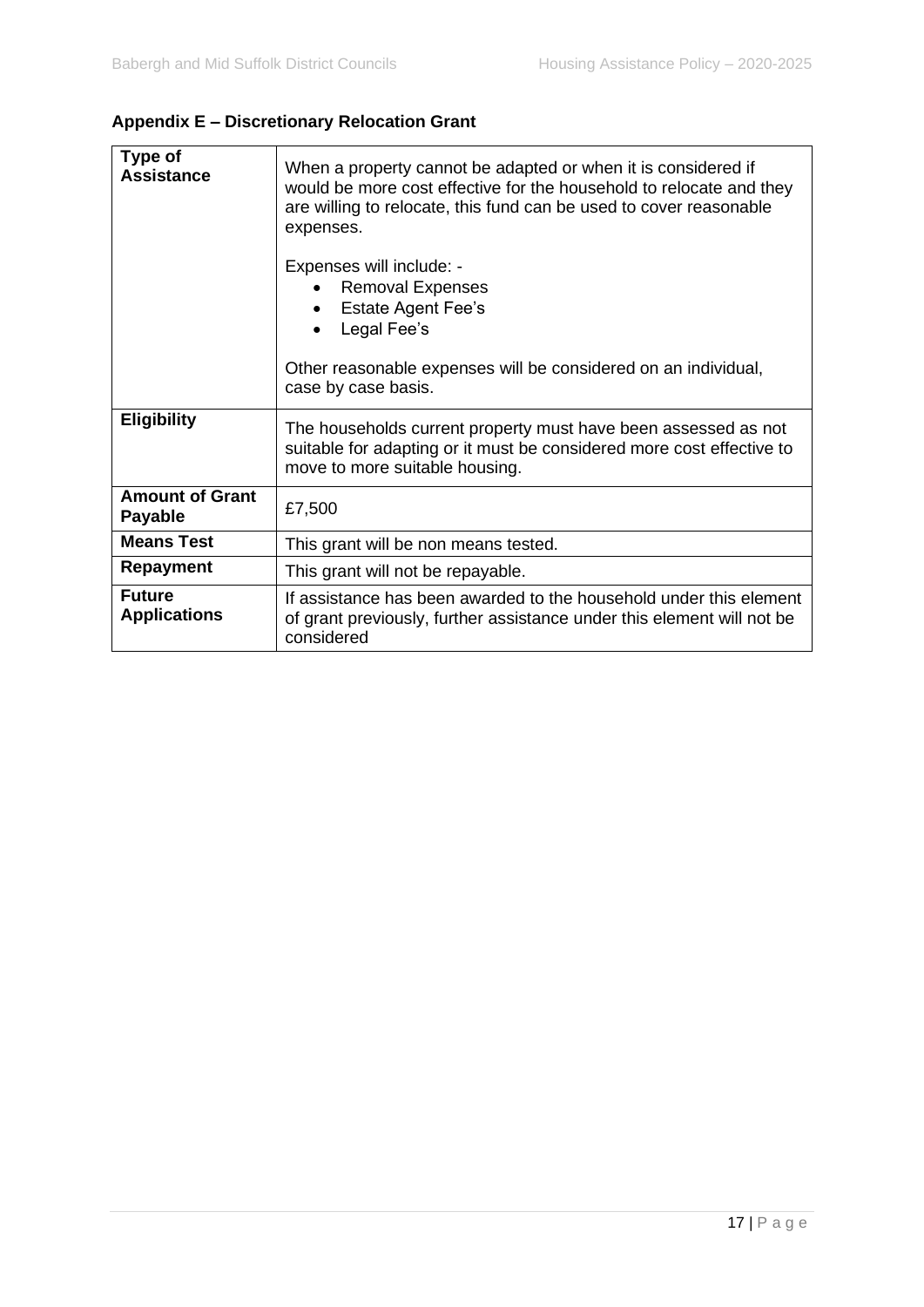**Appendix E – Discretionary Relocation Grant**

| | |
|---|---|
| **Type of Assistance** | When a property cannot be adapted or when it is considered if would be more cost effective for the household to relocate and they are willing to relocate, this fund can be used to cover reasonable expenses.<br><br>Expenses will include: -<br>• Removal Expenses<br>• Estate Agent Fee's<br>• Legal Fee's<br><br>Other reasonable expenses will be considered on an individual, case by case basis. |
| **Eligibility** | The households current property must have been assessed as not suitable for adapting or it must be considered more cost effective to move to more suitable housing. |
| **Amount of Grant Payable** | £7,500 |
| **Means Test** | This grant will be non means tested. |
| **Repayment** | This grant will not be repayable. |
| **Future Applications** | If assistance has been awarded to the household under this element of grant previously, further assistance under this element will not be considered |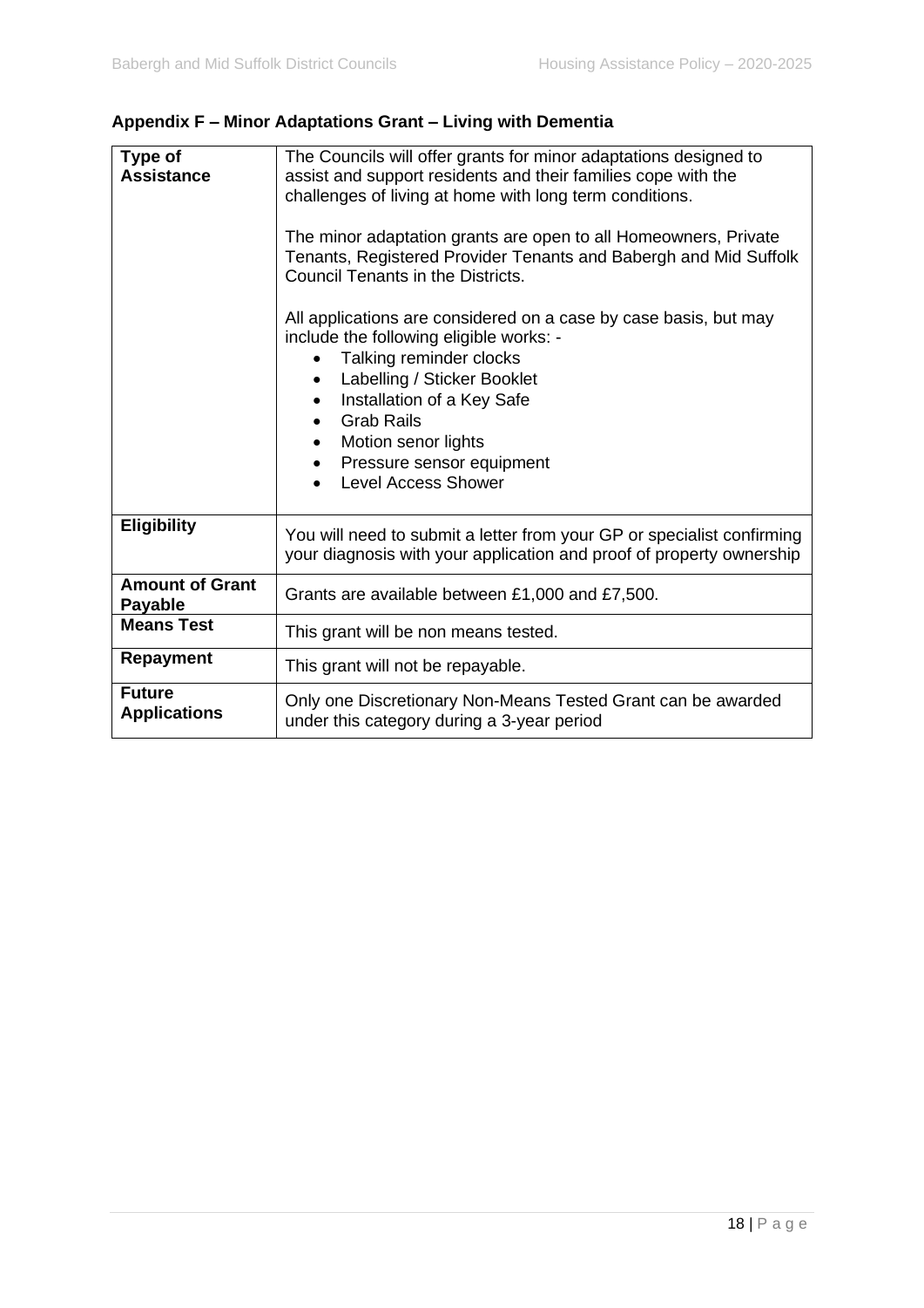## Appendix F – Minor Adaptations Grant – Living with Dementia

| | |
|---|---|
| **Type of Assistance** | The Councils will offer grants for minor adaptations designed to assist and support residents and their families cope with the challenges of living at home with long term conditions.<br><br>The minor adaptation grants are open to all Homeowners, Private Tenants, Registered Provider Tenants and Babergh and Mid Suffolk Council Tenants in the Districts.<br><br>All applications are considered on a case by case basis, but may include the following eligible works: -<br>• Talking reminder clocks<br>• Labelling / Sticker Booklet<br>• Installation of a Key Safe<br>• Grab Rails<br>• Motion senor lights<br>• Pressure sensor equipment<br>• Level Access Shower |
| **Eligibility** | You will need to submit a letter from your GP or specialist confirming your diagnosis with your application and proof of property ownership |
| **Amount of Grant Payable** | Grants are available between £1,000 and £7,500. |
| **Means Test** | This grant will be non means tested. |
| **Repayment** | This grant will not be repayable. |
| **Future Applications** | Only one Discretionary Non-Means Tested Grant can be awarded under this category during a 3-year period |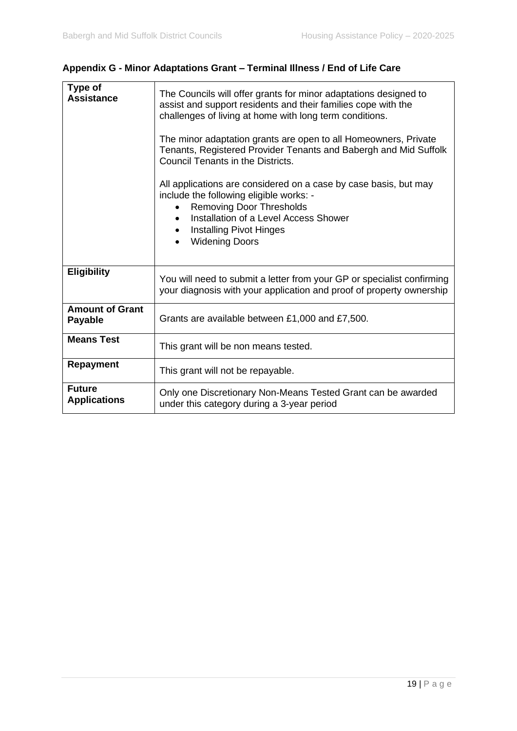## Appendix G - Minor Adaptations Grant – Terminal Illness / End of Life Care

| | |
|---|---|
| **Type of Assistance** | The Councils will offer grants for minor adaptations designed to assist and support residents and their families cope with the challenges of living at home with long term conditions.<br><br>The minor adaptation grants are open to all Homeowners, Private Tenants, Registered Provider Tenants and Babergh and Mid Suffolk Council Tenants in the Districts.<br><br>All applications are considered on a case by case basis, but may include the following eligible works: -<br>• Removing Door Thresholds<br>• Installation of a Level Access Shower<br>• Installing Pivot Hinges<br>• Widening Doors |
| **Eligibility** | You will need to submit a letter from your GP or specialist confirming your diagnosis with your application and proof of property ownership |
| **Amount of Grant Payable** | Grants are available between £1,000 and £7,500. |
| **Means Test** | This grant will be non means tested. |
| **Repayment** | This grant will not be repayable. |
| **Future Applications** | Only one Discretionary Non-Means Tested Grant can be awarded under this category during a 3-year period |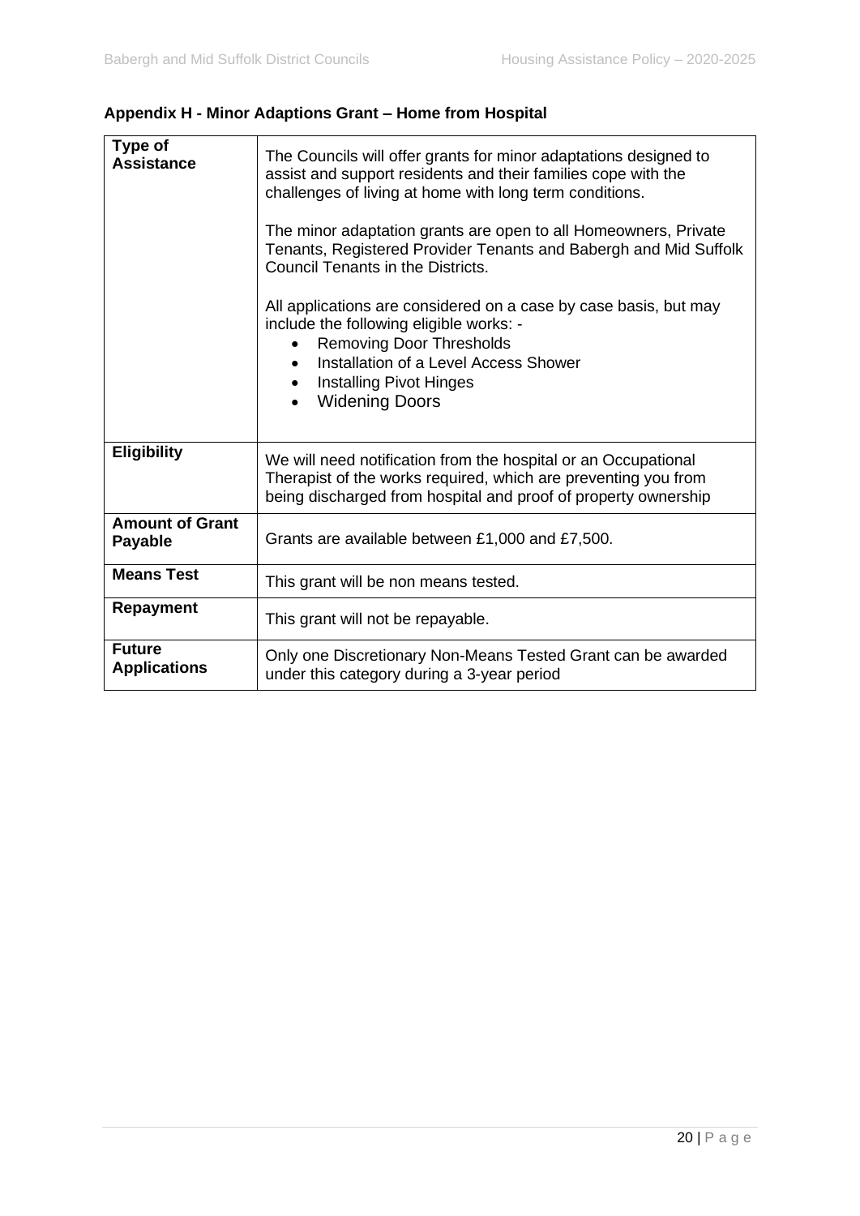**Appendix H - Minor Adaptions Grant – Home from Hospital**

| | |
|---|---|
| **Type of Assistance** | The Councils will offer grants for minor adaptations designed to assist and support residents and their families cope with the challenges of living at home with long term conditions.<br><br>The minor adaptation grants are open to all Homeowners, Private Tenants, Registered Provider Tenants and Babergh and Mid Suffolk Council Tenants in the Districts.<br><br>All applications are considered on a case by case basis, but may include the following eligible works: -<br>• Removing Door Thresholds<br>• Installation of a Level Access Shower<br>• Installing Pivot Hinges<br>• Widening Doors |
| **Eligibility** | We will need notification from the hospital or an Occupational Therapist of the works required, which are preventing you from being discharged from hospital and proof of property ownership |
| **Amount of Grant Payable** | Grants are available between £1,000 and £7,500. |
| **Means Test** | This grant will be non means tested. |
| **Repayment** | This grant will not be repayable. |
| **Future Applications** | Only one Discretionary Non-Means Tested Grant can be awarded under this category during a 3-year period |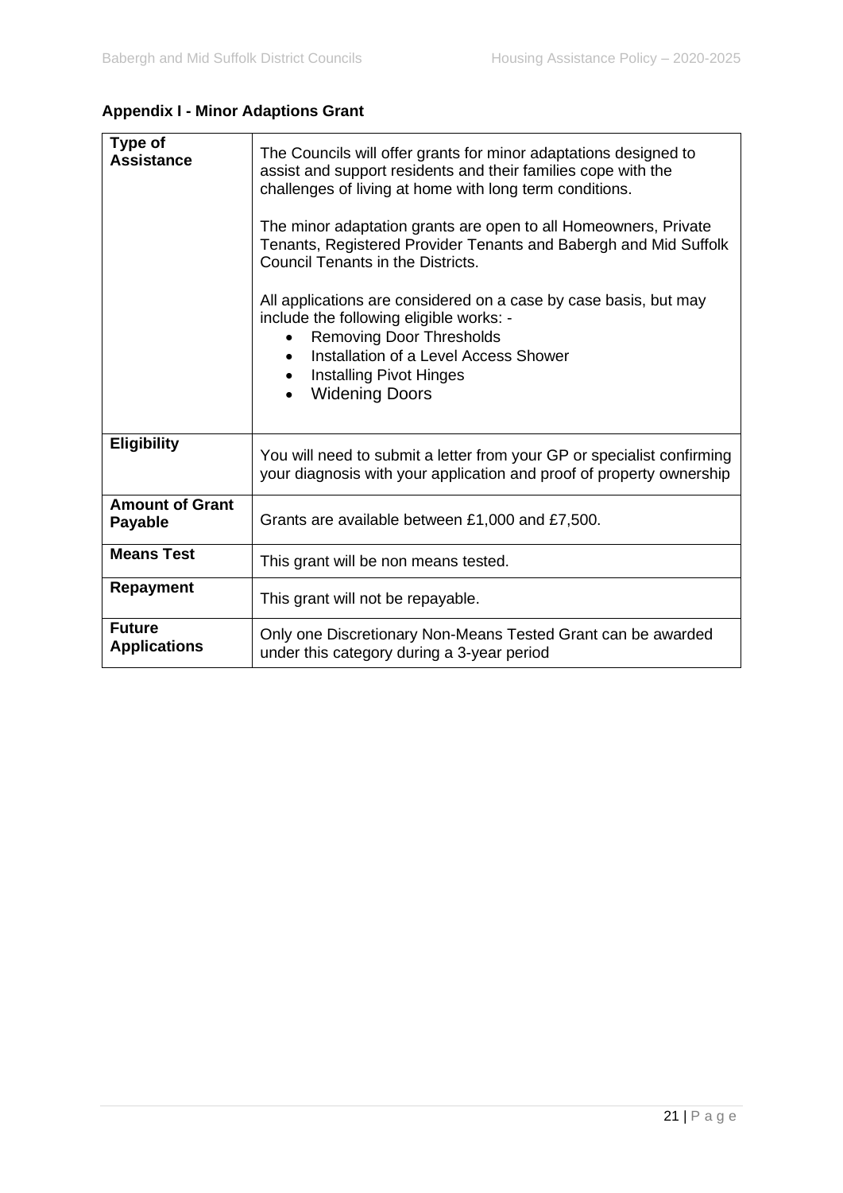**Appendix I - Minor Adaptions Grant**

| | |
|---|---|
| **Type of Assistance** | The Councils will offer grants for minor adaptations designed to assist and support residents and their families cope with the challenges of living at home with long term conditions.<br><br>The minor adaptation grants are open to all Homeowners, Private Tenants, Registered Provider Tenants and Babergh and Mid Suffolk Council Tenants in the Districts.<br><br>All applications are considered on a case by case basis, but may include the following eligible works: -<br>• Removing Door Thresholds<br>• Installation of a Level Access Shower<br>• Installing Pivot Hinges<br>• Widening Doors |
| **Eligibility** | You will need to submit a letter from your GP or specialist confirming your diagnosis with your application and proof of property ownership |
| **Amount of Grant Payable** | Grants are available between £1,000 and £7,500. |
| **Means Test** | This grant will be non means tested. |
| **Repayment** | This grant will not be repayable. |
| **Future Applications** | Only one Discretionary Non-Means Tested Grant can be awarded under this category during a 3-year period |